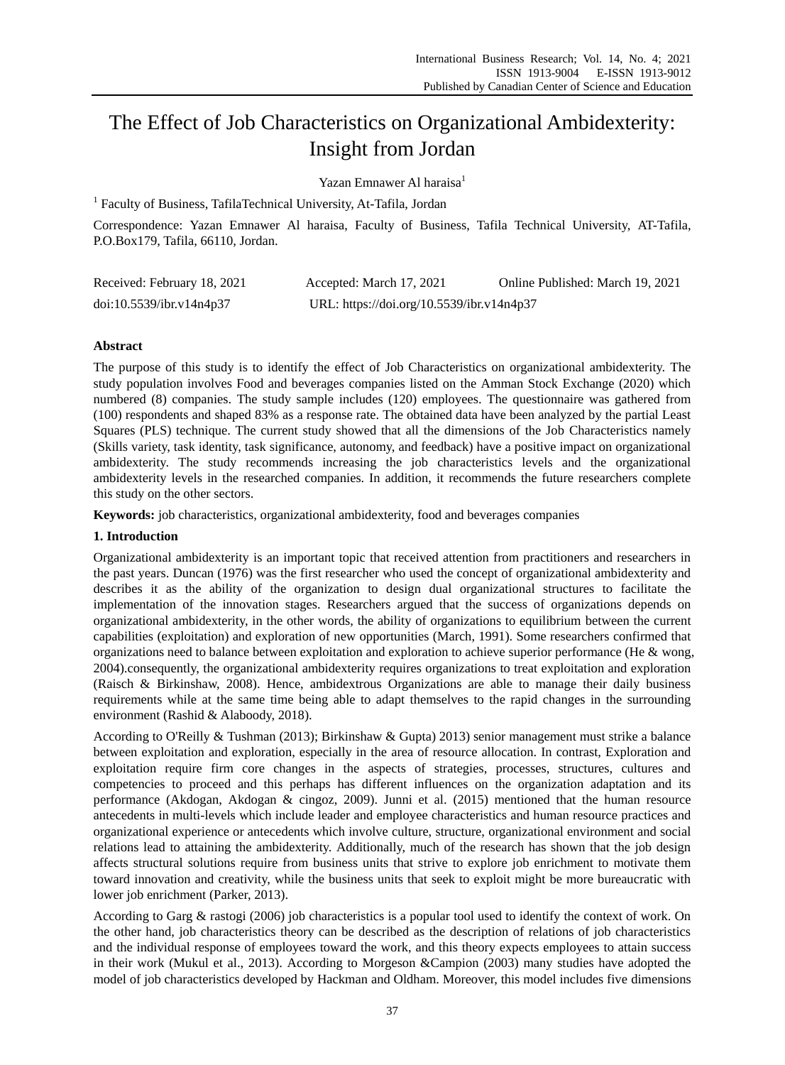# The Effect of Job Characteristics on Organizational Ambidexterity: Insight from Jordan

Yazan Emnawer Al haraisa[1]

[1] Faculty of Business, TafilaTechnical University, At-Tafila, Jordan

Correspondence: Yazan Emnawer Al haraisa, Faculty of Business, Tafila Technical University, AT-Tafila, P.O.Box179, Tafila, 66110, Jordan.

Received: February 18, 2021 Accepted: March 17, 2021 Online Published: March 19, 2021

doi:10.5539/ibr.v14n4p37 URL: https://doi.org/10.5539/ibr.v14n4p37

## Abstract

The purpose of this study is to identify the effect of Job Characteristics on organizational ambidexterity. The study population involves Food and beverages companies listed on the Amman Stock Exchange (2020) which numbered (8) companies. The study sample includes (120) employees. The questionnaire was gathered from (100) respondents and shaped 83% as a response rate. The obtained data have been analyzed by the partial Least Squares (PLS) technique. The current study showed that all the dimensions of the Job Characteristics namely (Skills variety, task identity, task significance, autonomy, and feedback) have a positive impact on organizational ambidexterity. The study recommends increasing the job characteristics levels and the organizational ambidexterity levels in the researched companies. In addition, it recommends the future researchers complete this study on the other sectors.

**Keywords:** job characteristics, organizational ambidexterity, food and beverages companies

## 1. Introduction

Organizational ambidexterity is an important topic that received attention from practitioners and researchers in the past years. Duncan (1976) was the first researcher who used the concept of organizational ambidexterity and describes it as the ability of the organization to design dual organizational structures to facilitate the implementation of the innovation stages. Researchers argued that the success of organizations depends on organizational ambidexterity, in the other words, the ability of organizations to equilibrium between the current capabilities (exploitation) and exploration of new opportunities (March, 1991). Some researchers confirmed that organizations need to balance between exploitation and exploration to achieve superior performance (He & wong, 2004).consequently, the organizational ambidexterity requires organizations to treat exploitation and exploration (Raisch & Birkinshaw, 2008). Hence, ambidextrous Organizations are able to manage their daily business requirements while at the same time being able to adapt themselves to the rapid changes in the surrounding environment (Rashid & Alaboody, 2018).

According to O'Reilly & Tushman (2013); Birkinshaw & Gupta) 2013) senior management must strike a balance between exploitation and exploration, especially in the area of resource allocation. In contrast, Exploration and exploitation require firm core changes in the aspects of strategies, processes, structures, cultures and competencies to proceed and this perhaps has different influences on the organization adaptation and its performance (Akdogan, Akdogan & cingoz, 2009). Junni et al. (2015) mentioned that the human resource antecedents in multi-levels which include leader and employee characteristics and human resource practices and organizational experience or antecedents which involve culture, structure, organizational environment and social relations lead to attaining the ambidexterity. Additionally, much of the research has shown that the job design affects structural solutions require from business units that strive to explore job enrichment to motivate them toward innovation and creativity, while the business units that seek to exploit might be more bureaucratic with lower job enrichment (Parker, 2013).

According to Garg & rastogi (2006) job characteristics is a popular tool used to identify the context of work. On the other hand, job characteristics theory can be described as the description of relations of job characteristics and the individual response of employees toward the work, and this theory expects employees to attain success in their work (Mukul et al., 2013). According to Morgeson &Campion (2003) many studies have adopted the model of job characteristics developed by Hackman and Oldham. Moreover, this model includes five dimensions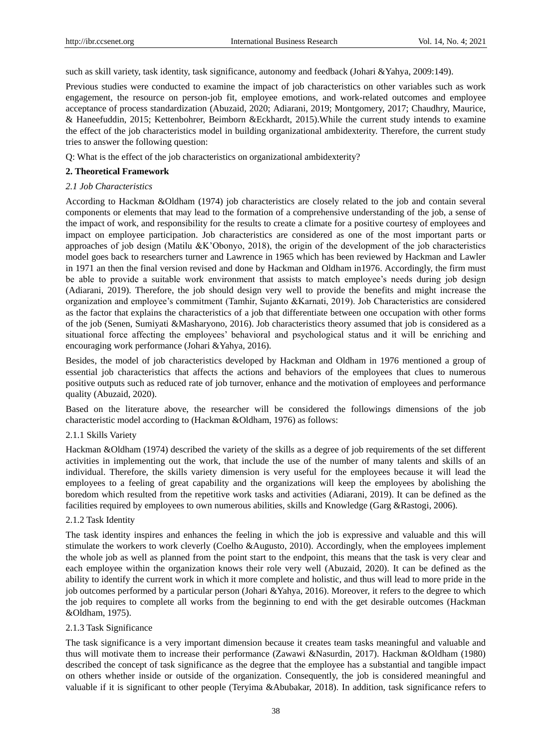such as skill variety, task identity, task significance, autonomy and feedback (Johari &Yahya, 2009:149).

Previous studies were conducted to examine the impact of job characteristics on other variables such as work engagement, the resource on person-job fit, employee emotions, and work-related outcomes and employee acceptance of process standardization (Abuzaid, 2020; Adiarani, 2019; Montgomery, 2017; Chaudhry, Maurice, & Haneefuddin, 2015; Kettenbohrer, Beimborn &Eckhardt, 2015).While the current study intends to examine the effect of the job characteristics model in building organizational ambidexterity. Therefore, the current study tries to answer the following question:

Q: What is the effect of the job characteristics on organizational ambidexterity?

## 2. Theoretical Framework

### *2.1 Job Characteristics*

According to Hackman &Oldham (1974) job characteristics are closely related to the job and contain several components or elements that may lead to the formation of a comprehensive understanding of the job, a sense of the impact of work, and responsibility for the results to create a climate for a positive courtesy of employees and impact on employee participation. Job characteristics are considered as one of the most important parts or approaches of job design (Matilu &K'Obonyo, 2018), the origin of the development of the job characteristics model goes back to researchers turner and Lawrence in 1965 which has been reviewed by Hackman and Lawler in 1971 an then the final version revised and done by Hackman and Oldham in1976. Accordingly, the firm must be able to provide a suitable work environment that assists to match employee's needs during job design (Adiarani, 2019). Therefore, the job should design very well to provide the benefits and might increase the organization and employee's commitment (Tamhir, Sujanto &Karnati, 2019). Job Characteristics are considered as the factor that explains the characteristics of a job that differentiate between one occupation with other forms of the job (Senen, Sumiyati &Masharyono, 2016). Job characteristics theory assumed that job is considered as a situational force affecting the employees' behavioral and psychological status and it will be enriching and encouraging work performance (Johari &Yahya, 2016).

Besides, the model of job characteristics developed by Hackman and Oldham in 1976 mentioned a group of essential job characteristics that affects the actions and behaviors of the employees that clues to numerous positive outputs such as reduced rate of job turnover, enhance and the motivation of employees and performance quality (Abuzaid, 2020).

Based on the literature above, the researcher will be considered the followings dimensions of the job characteristic model according to (Hackman &Oldham, 1976) as follows:

#### 2.1.1 Skills Variety

Hackman &Oldham (1974) described the variety of the skills as a degree of job requirements of the set different activities in implementing out the work, that include the use of the number of many talents and skills of an individual. Therefore, the skills variety dimension is very useful for the employees because it will lead the employees to a feeling of great capability and the organizations will keep the employees by abolishing the boredom which resulted from the repetitive work tasks and activities (Adiarani, 2019). It can be defined as the facilities required by employees to own numerous abilities, skills and Knowledge (Garg &Rastogi, 2006).

#### 2.1.2 Task Identity

The task identity inspires and enhances the feeling in which the job is expressive and valuable and this will stimulate the workers to work cleverly (Coelho &Augusto, 2010). Accordingly, when the employees implement the whole job as well as planned from the point start to the endpoint, this means that the task is very clear and each employee within the organization knows their role very well (Abuzaid, 2020). It can be defined as the ability to identify the current work in which it more complete and holistic, and thus will lead to more pride in the job outcomes performed by a particular person (Johari &Yahya, 2016). Moreover, it refers to the degree to which the job requires to complete all works from the beginning to end with the get desirable outcomes (Hackman &Oldham, 1975).

#### 2.1.3 Task Significance

The task significance is a very important dimension because it creates team tasks meaningful and valuable and thus will motivate them to increase their performance (Zawawi &Nasurdin, 2017). Hackman &Oldham (1980) described the concept of task significance as the degree that the employee has a substantial and tangible impact on others whether inside or outside of the organization. Consequently, the job is considered meaningful and valuable if it is significant to other people (Teryima &Abubakar, 2018). In addition, task significance refers to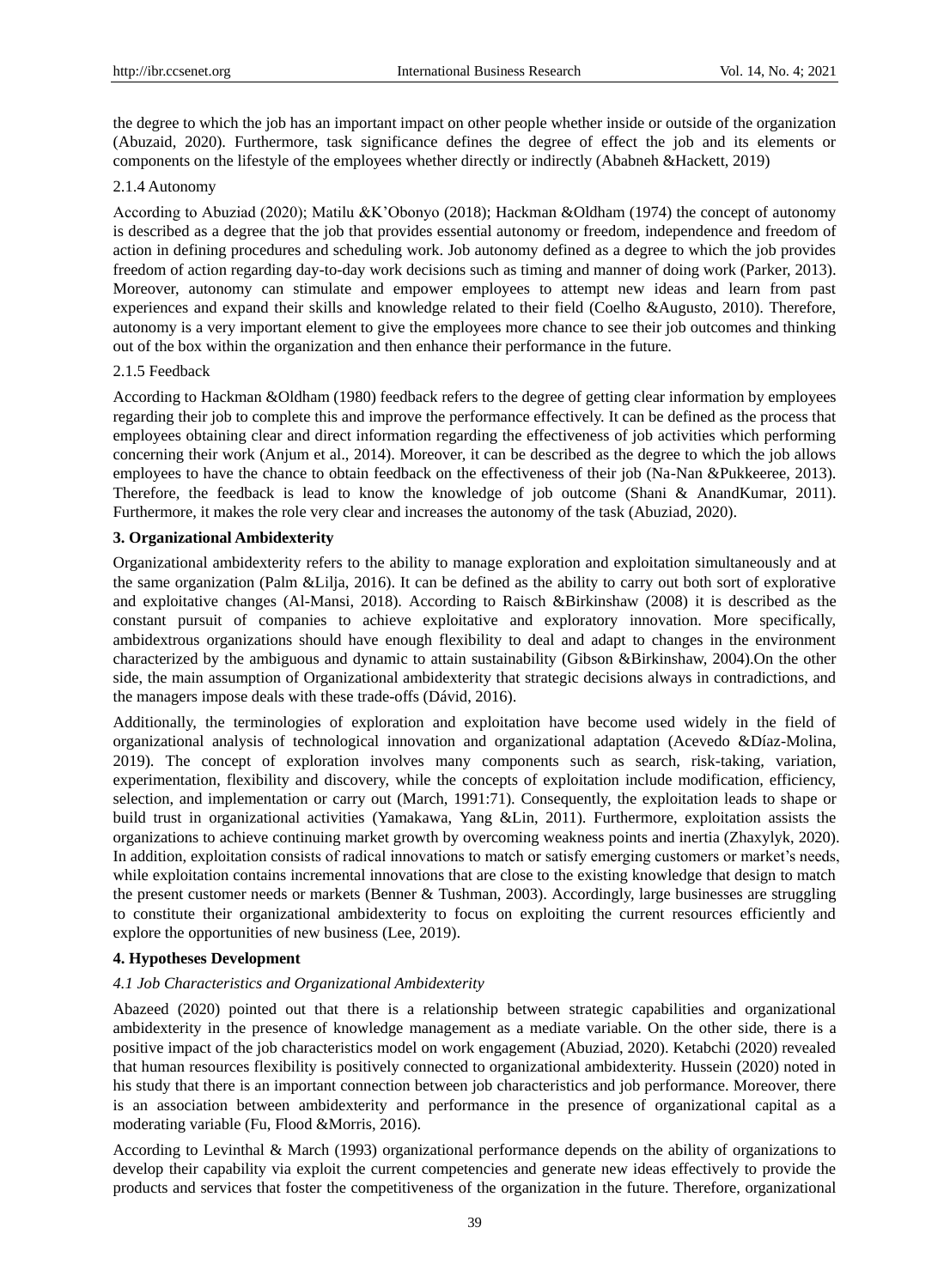the degree to which the job has an important impact on other people whether inside or outside of the organization (Abuzaid, 2020). Furthermore, task significance defines the degree of effect the job and its elements or components on the lifestyle of the employees whether directly or indirectly (Ababneh &Hackett, 2019)

#### 2.1.4 Autonomy

According to Abuziad (2020); Matilu &K'Obonyo (2018); Hackman &Oldham (1974) the concept of autonomy is described as a degree that the job that provides essential autonomy or freedom, independence and freedom of action in defining procedures and scheduling work. Job autonomy defined as a degree to which the job provides freedom of action regarding day-to-day work decisions such as timing and manner of doing work (Parker, 2013). Moreover, autonomy can stimulate and empower employees to attempt new ideas and learn from past experiences and expand their skills and knowledge related to their field (Coelho &Augusto, 2010). Therefore, autonomy is a very important element to give the employees more chance to see their job outcomes and thinking out of the box within the organization and then enhance their performance in the future.

#### 2.1.5 Feedback

According to Hackman &Oldham (1980) feedback refers to the degree of getting clear information by employees regarding their job to complete this and improve the performance effectively. It can be defined as the process that employees obtaining clear and direct information regarding the effectiveness of job activities which performing concerning their work (Anjum et al., 2014). Moreover, it can be described as the degree to which the job allows employees to have the chance to obtain feedback on the effectiveness of their job (Na-Nan &Pukkeeree, 2013). Therefore, the feedback is lead to know the knowledge of job outcome (Shani & AnandKumar, 2011). Furthermore, it makes the role very clear and increases the autonomy of the task (Abuziad, 2020).

## 3. Organizational Ambidexterity

Organizational ambidexterity refers to the ability to manage exploration and exploitation simultaneously and at the same organization (Palm &Lilja, 2016). It can be defined as the ability to carry out both sort of explorative and exploitative changes (Al-Mansi, 2018). According to Raisch &Birkinshaw (2008) it is described as the constant pursuit of companies to achieve exploitative and exploratory innovation. More specifically, ambidextrous organizations should have enough flexibility to deal and adapt to changes in the environment characterized by the ambiguous and dynamic to attain sustainability (Gibson &Birkinshaw, 2004).On the other side, the main assumption of Organizational ambidexterity that strategic decisions always in contradictions, and the managers impose deals with these trade-offs (Dávid, 2016).

Additionally, the terminologies of exploration and exploitation have become used widely in the field of organizational analysis of technological innovation and organizational adaptation (Acevedo &Díaz-Molina, 2019). The concept of exploration involves many components such as search, risk-taking, variation, experimentation, flexibility and discovery, while the concepts of exploitation include modification, efficiency, selection, and implementation or carry out (March, 1991:71). Consequently, the exploitation leads to shape or build trust in organizational activities (Yamakawa, Yang &Lin, 2011). Furthermore, exploitation assists the organizations to achieve continuing market growth by overcoming weakness points and inertia (Zhaxylyk, 2020). In addition, exploitation consists of radical innovations to match or satisfy emerging customers or market's needs, while exploitation contains incremental innovations that are close to the existing knowledge that design to match the present customer needs or markets (Benner & Tushman, 2003). Accordingly, large businesses are struggling to constitute their organizational ambidexterity to focus on exploiting the current resources efficiently and explore the opportunities of new business (Lee, 2019).

## 4. Hypotheses Development

### *4.1 Job Characteristics and Organizational Ambidexterity*

Abazeed (2020) pointed out that there is a relationship between strategic capabilities and organizational ambidexterity in the presence of knowledge management as a mediate variable. On the other side, there is a positive impact of the job characteristics model on work engagement (Abuziad, 2020). Ketabchi (2020) revealed that human resources flexibility is positively connected to organizational ambidexterity. Hussein (2020) noted in his study that there is an important connection between job characteristics and job performance. Moreover, there is an association between ambidexterity and performance in the presence of organizational capital as a moderating variable (Fu, Flood &Morris, 2016).

According to Levinthal & March (1993) organizational performance depends on the ability of organizations to develop their capability via exploit the current competencies and generate new ideas effectively to provide the products and services that foster the competitiveness of the organization in the future. Therefore, organizational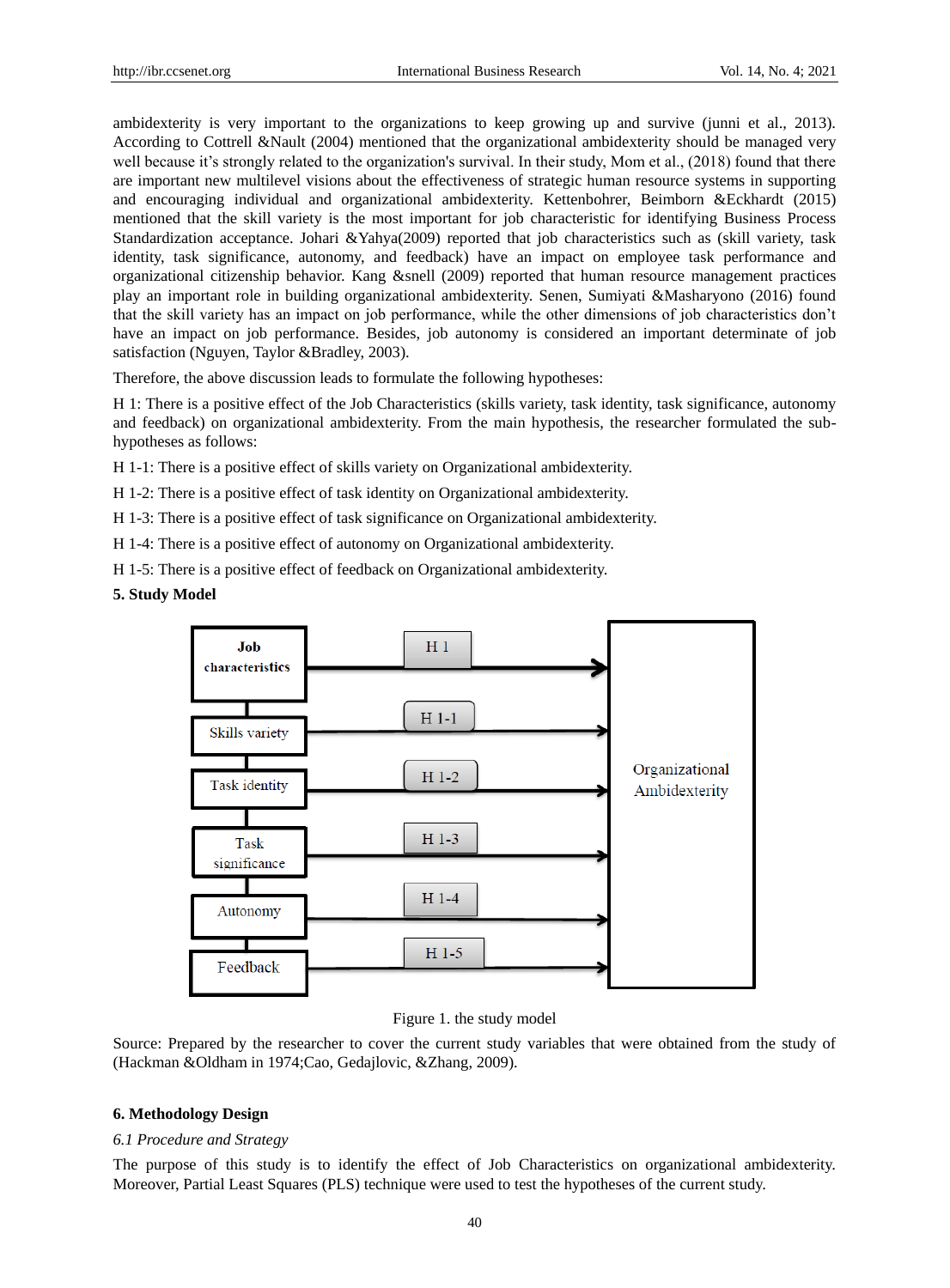ambidexterity is very important to the organizations to keep growing up and survive (junni et al., 2013). According to Cottrell &Nault (2004) mentioned that the organizational ambidexterity should be managed very well because it's strongly related to the organization's survival. In their study, Mom et al., (2018) found that there are important new multilevel visions about the effectiveness of strategic human resource systems in supporting and encouraging individual and organizational ambidexterity. Kettenbohrer, Beimborn &Eckhardt (2015) mentioned that the skill variety is the most important for job characteristic for identifying Business Process Standardization acceptance. Johari &Yahya(2009) reported that job characteristics such as (skill variety, task identity, task significance, autonomy, and feedback) have an impact on employee task performance and organizational citizenship behavior. Kang &snell (2009) reported that human resource management practices play an important role in building organizational ambidexterity. Senen, Sumiyati &Masharyono (2016) found that the skill variety has an impact on job performance, while the other dimensions of job characteristics don't have an impact on job performance. Besides, job autonomy is considered an important determinate of job satisfaction (Nguyen, Taylor &Bradley, 2003).

Therefore, the above discussion leads to formulate the following hypotheses:

H 1: There is a positive effect of the Job Characteristics (skills variety, task identity, task significance, autonomy and feedback) on organizational ambidexterity. From the main hypothesis, the researcher formulated the sub-hypotheses as follows:

H 1-1: There is a positive effect of skills variety on Organizational ambidexterity.

H 1-2: There is a positive effect of task identity on Organizational ambidexterity.

H 1-3: There is a positive effect of task significance on Organizational ambidexterity.

H 1-4: There is a positive effect of autonomy on Organizational ambidexterity.

H 1-5: There is a positive effect of feedback on Organizational ambidexterity.

## 5. Study Model

| Independent variable | Hypothesis | Dependent variable |
|---|---|---|
| Job characteristics | H 1 | Organizational Ambidexterity |
| Skills variety | H 1-1 | Organizational Ambidexterity |
| Task identity | H 1-2 | Organizational Ambidexterity |
| Task significance | H 1-3 | Organizational Ambidexterity |
| Autonomy | H 1-4 | Organizational Ambidexterity |
| Feedback | H 1-5 | Organizational Ambidexterity |

Figure 1. the study model

Source: Prepared by the researcher to cover the current study variables that were obtained from the study of (Hackman &Oldham in 1974;Cao, Gedajlovic, &Zhang, 2009).

## 6. Methodology Design

### *6.1 Procedure and Strategy*

The purpose of this study is to identify the effect of Job Characteristics on organizational ambidexterity. Moreover, Partial Least Squares (PLS) technique were used to test the hypotheses of the current study.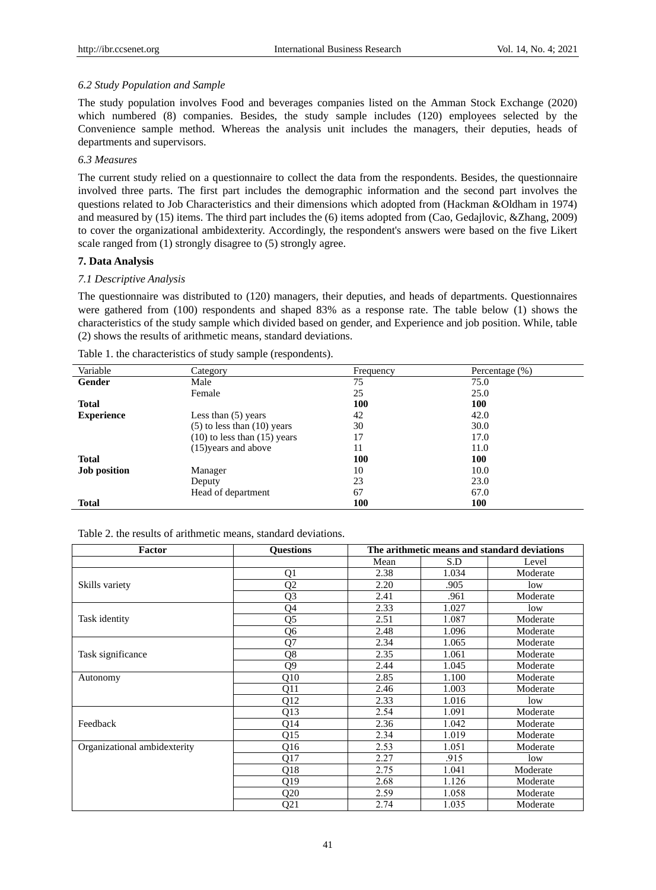### *6.2 Study Population and Sample*

The study population involves Food and beverages companies listed on the Amman Stock Exchange (2020) which numbered (8) companies. Besides, the study sample includes (120) employees selected by the Convenience sample method. Whereas the analysis unit includes the managers, their deputies, heads of departments and supervisors.

### *6.3 Measures*

The current study relied on a questionnaire to collect the data from the respondents. Besides, the questionnaire involved three parts. The first part includes the demographic information and the second part involves the questions related to Job Characteristics and their dimensions which adopted from (Hackman &Oldham in 1974) and measured by (15) items. The third part includes the (6) items adopted from (Cao, Gedajlovic, &Zhang, 2009) to cover the organizational ambidexterity. Accordingly, the respondent's answers were based on the five Likert scale ranged from (1) strongly disagree to (5) strongly agree.

## **7. Data Analysis**

### *7.1 Descriptive Analysis*

The questionnaire was distributed to (120) managers, their deputies, and heads of departments. Questionnaires were gathered from (100) respondents and shaped 83% as a response rate. The table below (1) shows the characteristics of the study sample which divided based on gender, and Experience and job position. While, table (2) shows the results of arithmetic means, standard deviations.

Table 1. the characteristics of study sample (respondents).

| Variable | Category | Frequency | Percentage (%) |
|---|---|---|---|
| **Gender** | Male | 75 | 75.0 |
| | Female | 25 | 25.0 |
| **Total** | | **100** | **100** |
| **Experience** | Less than (5) years | 42 | 42.0 |
| | (5) to less than (10) years | 30 | 30.0 |
| | (10) to less than (15) years | 17 | 17.0 |
| | (15)years and above | 11 | 11.0 |
| **Total** | | **100** | **100** |
| **Job position** | Manager | 10 | 10.0 |
| | Deputy | 23 | 23.0 |
| | Head of department | 67 | 67.0 |
| **Total** | | **100** | **100** |

Table 2. the results of arithmetic means, standard deviations.

| **Factor** | **Questions** | **The arithmetic means and standard deviations** | | |
|---|---|---|---|---|
| | | Mean | S.D | Level |
| Skills variety | Q1 | 2.38 | 1.034 | Moderate |
| | Q2 | 2.20 | .905 | low |
| | Q3 | 2.41 | .961 | Moderate |
| Task identity | Q4 | 2.33 | 1.027 | low |
| | Q5 | 2.51 | 1.087 | Moderate |
| | Q6 | 2.48 | 1.096 | Moderate |
| Task significance | Q7 | 2.34 | 1.065 | Moderate |
| | Q8 | 2.35 | 1.061 | Moderate |
| | Q9 | 2.44 | 1.045 | Moderate |
| Autonomy | Q10 | 2.85 | 1.100 | Moderate |
| | Q11 | 2.46 | 1.003 | Moderate |
| | Q12 | 2.33 | 1.016 | low |
| Feedback | Q13 | 2.54 | 1.091 | Moderate |
| | Q14 | 2.36 | 1.042 | Moderate |
| | Q15 | 2.34 | 1.019 | Moderate |
| Organizational ambidexterity | Q16 | 2.53 | 1.051 | Moderate |
| | Q17 | 2.27 | .915 | low |
| | Q18 | 2.75 | 1.041 | Moderate |
| | Q19 | 2.68 | 1.126 | Moderate |
| | Q20 | 2.59 | 1.058 | Moderate |
| | Q21 | 2.74 | 1.035 | Moderate |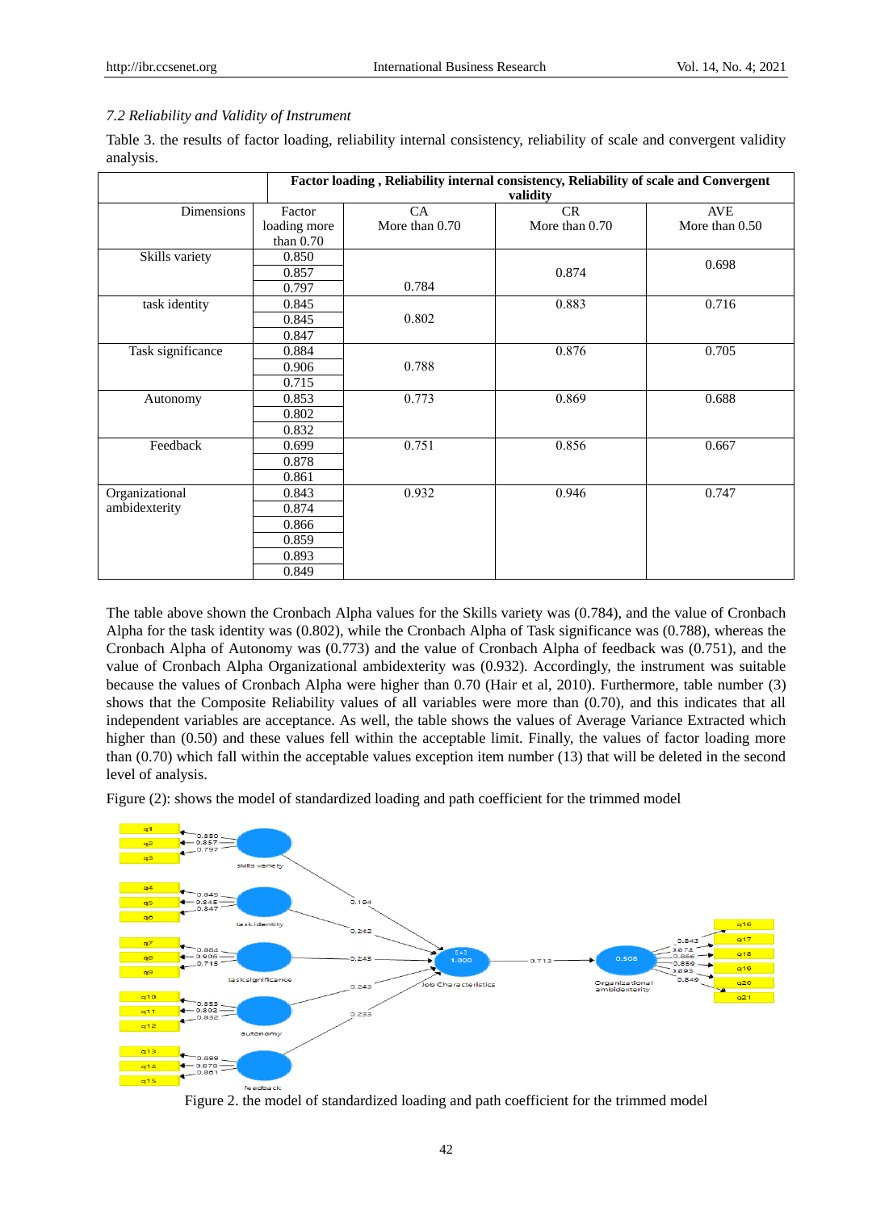### *7.2 Reliability and Validity of Instrument*

Table 3. the results of factor loading, reliability internal consistency, reliability of scale and convergent validity analysis.

| | **Factor loading , Reliability internal consistency, Reliability of scale and Convergent validity** | | | |
|---|---|---|---|---|
| Dimensions | Factor loading more than 0.70 | CA More than 0.70 | CR More than 0.70 | AVE More than 0.50 |
| Skills variety | 0.850 | 0.784 | 0.874 | 0.698 |
| | 0.857 | | | |
| | 0.797 | | | |
| task identity | 0.845 | 0.802 | 0.883 | 0.716 |
| | 0.845 | | | |
| | 0.847 | | | |
| Task significance | 0.884 | 0.788 | 0.876 | 0.705 |
| | 0.906 | | | |
| | 0.715 | | | |
| Autonomy | 0.853 | 0.773 | 0.869 | 0.688 |
| | 0.802 | | | |
| | 0.832 | | | |
| Feedback | 0.699 | 0.751 | 0.856 | 0.667 |
| | 0.878 | | | |
| | 0.861 | | | |
| Organizational ambidexterity | 0.843 | 0.932 | 0.946 | 0.747 |
| | 0.874 | | | |
| | 0.866 | | | |
| | 0.859 | | | |
| | 0.893 | | | |
| | 0.849 | | | |

The table above shown the Cronbach Alpha values for the Skills variety was (0.784), and the value of Cronbach Alpha for the task identity was (0.802), while the Cronbach Alpha of Task significance was (0.788), whereas the Cronbach Alpha of Autonomy was (0.773) and the value of Cronbach Alpha of feedback was (0.751), and the value of Cronbach Alpha Organizational ambidexterity was (0.932). Accordingly, the instrument was suitable because the values of Cronbach Alpha were higher than 0.70 (Hair et al, 2010). Furthermore, table number (3) shows that the Composite Reliability values of all variables were more than (0.70), and this indicates that all independent variables are acceptance. As well, the table shows the values of Average Variance Extracted which higher than (0.50) and these values fell within the acceptable limit. Finally, the values of factor loading more than (0.70) which fall within the acceptable values exception item number (13) that will be deleted in the second level of analysis.

Figure (2): shows the model of standardized loading and path coefficient for the trimmed model

Figure 2. the model of standardized loading and path coefficient for the trimmed model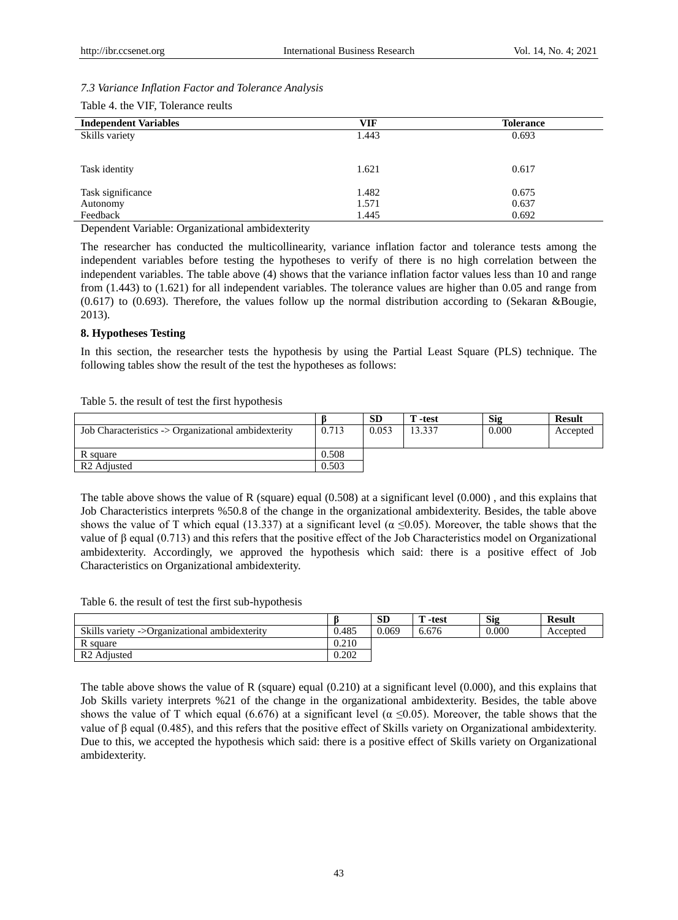### *7.3 Variance Inflation Factor and Tolerance Analysis*

Table 4. the VIF, Tolerance reults

| **Independent Variables** | **VIF** | **Tolerance** |
|---|---|---|
| Skills variety | 1.443 | 0.693 |
| Task identity | 1.621 | 0.617 |
| Task significance | 1.482 | 0.675 |
| Autonomy | 1.571 | 0.637 |
| Feedback | 1.445 | 0.692 |

Dependent Variable: Organizational ambidexterity

The researcher has conducted the multicollinearity, variance inflation factor and tolerance tests among the independent variables before testing the hypotheses to verify of there is no high correlation between the independent variables. The table above (4) shows that the variance inflation factor values less than 10 and range from (1.443) to (1.621) for all independent variables. The tolerance values are higher than 0.05 and range from (0.617) to (0.693). Therefore, the values follow up the normal distribution according to (Sekaran &Bougie, 2013).

## 8. Hypotheses Testing

In this section, the researcher tests the hypothesis by using the Partial Least Square (PLS) technique. The following tables show the result of the test the hypotheses as follows:

Table 5. the result of test the first hypothesis

| | **β** | **SD** | **T -test** | **Sig** | **Result** |
|---|---|---|---|---|---|
| Job Characteristics -> Organizational ambidexterity | 0.713 | 0.053 | 13.337 | 0.000 | Accepted |
| R square | 0.508 | | | | |
| R2 Adjusted | 0.503 | | | | |

The table above shows the value of R (square) equal (0.508) at a significant level (0.000) , and this explains that Job Characteristics interprets %50.8 of the change in the organizational ambidexterity. Besides, the table above shows the value of T which equal (13.337) at a significant level ($\alpha \leq 0.05$). Moreover, the table shows that the value of β equal (0.713) and this refers that the positive effect of the Job Characteristics model on Organizational ambidexterity. Accordingly, we approved the hypothesis which said: there is a positive effect of Job Characteristics on Organizational ambidexterity.

Table 6. the result of test the first sub-hypothesis

| | **β** | **SD** | **T -test** | **Sig** | **Result** |
|---|---|---|---|---|---|
| Skills variety ->Organizational ambidexterity | 0.485 | 0.069 | 6.676 | 0.000 | Accepted |
| R square | 0.210 | | | | |
| R2 Adjusted | 0.202 | | | | |

The table above shows the value of R (square) equal (0.210) at a significant level (0.000), and this explains that Job Skills variety interprets %21 of the change in the organizational ambidexterity. Besides, the table above shows the value of T which equal (6.676) at a significant level ($\alpha \leq 0.05$). Moreover, the table shows that the value of β equal (0.485), and this refers that the positive effect of Skills variety on Organizational ambidexterity. Due to this, we accepted the hypothesis which said: there is a positive effect of Skills variety on Organizational ambidexterity.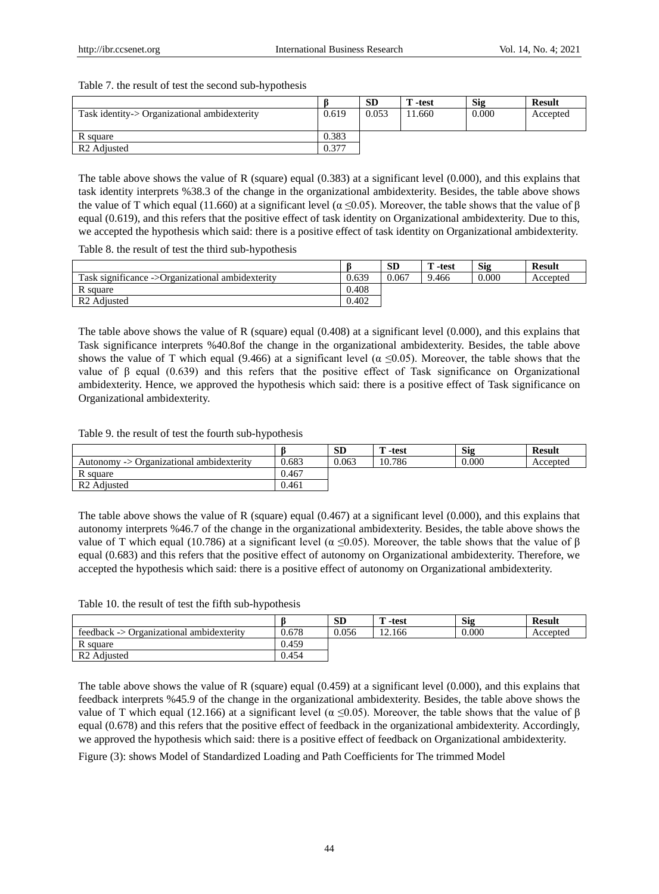Table 7. the result of test the second sub-hypothesis

| | β | SD | T -test | Sig | Result |
|---|---|---|---|---|---|
| Task identity-> Organizational ambidexterity | 0.619 | 0.053 | 11.660 | 0.000 | Accepted |
| R square | 0.383 | | | | |
| R2 Adjusted | 0.377 | | | | |

The table above shows the value of R (square) equal (0.383) at a significant level (0.000), and this explains that task identity interprets %38.3 of the change in the organizational ambidexterity. Besides, the table above shows the value of T which equal (11.660) at a significant level ($\alpha \leq 0.05$). Moreover, the table shows that the value of β equal (0.619), and this refers that the positive effect of task identity on Organizational ambidexterity. Due to this, we accepted the hypothesis which said: there is a positive effect of task identity on Organizational ambidexterity.

Table 8. the result of test the third sub-hypothesis

| | β | SD | T -test | Sig | Result |
|---|---|---|---|---|---|
| Task significance ->Organizational ambidexterity | 0.639 | 0.067 | 9.466 | 0.000 | Accepted |
| R square | 0.408 | | | | |
| R2 Adjusted | 0.402 | | | | |

The table above shows the value of R (square) equal (0.408) at a significant level (0.000), and this explains that Task significance interprets %40.8of the change in the organizational ambidexterity. Besides, the table above shows the value of T which equal (9.466) at a significant level ($\alpha \leq 0.05$). Moreover, the table shows that the value of β equal (0.639) and this refers that the positive effect of Task significance on Organizational ambidexterity. Hence, we approved the hypothesis which said: there is a positive effect of Task significance on Organizational ambidexterity.

Table 9. the result of test the fourth sub-hypothesis

| | β | SD | T -test | Sig | Result |
|---|---|---|---|---|---|
| Autonomy -> Organizational ambidexterity | 0.683 | 0.063 | 10.786 | 0.000 | Accepted |
| R square | 0.467 | | | | |
| R2 Adjusted | 0.461 | | | | |

The table above shows the value of R (square) equal (0.467) at a significant level (0.000), and this explains that autonomy interprets %46.7 of the change in the organizational ambidexterity. Besides, the table above shows the value of T which equal (10.786) at a significant level ($\alpha \leq 0.05$). Moreover, the table shows that the value of β equal (0.683) and this refers that the positive effect of autonomy on Organizational ambidexterity. Therefore, we accepted the hypothesis which said: there is a positive effect of autonomy on Organizational ambidexterity.

Table 10. the result of test the fifth sub-hypothesis

| | β | SD | T -test | Sig | Result |
|---|---|---|---|---|---|
| feedback -> Organizational ambidexterity | 0.678 | 0.056 | 12.166 | 0.000 | Accepted |
| R square | 0.459 | | | | |
| R2 Adjusted | 0.454 | | | | |

The table above shows the value of R (square) equal (0.459) at a significant level (0.000), and this explains that feedback interprets %45.9 of the change in the organizational ambidexterity. Besides, the table above shows the value of T which equal (12.166) at a significant level ($\alpha \leq 0.05$). Moreover, the table shows that the value of β equal (0.678) and this refers that the positive effect of feedback in the organizational ambidexterity. Accordingly, we approved the hypothesis which said: there is a positive effect of feedback on Organizational ambidexterity.

Figure (3): shows Model of Standardized Loading and Path Coefficients for The trimmed Model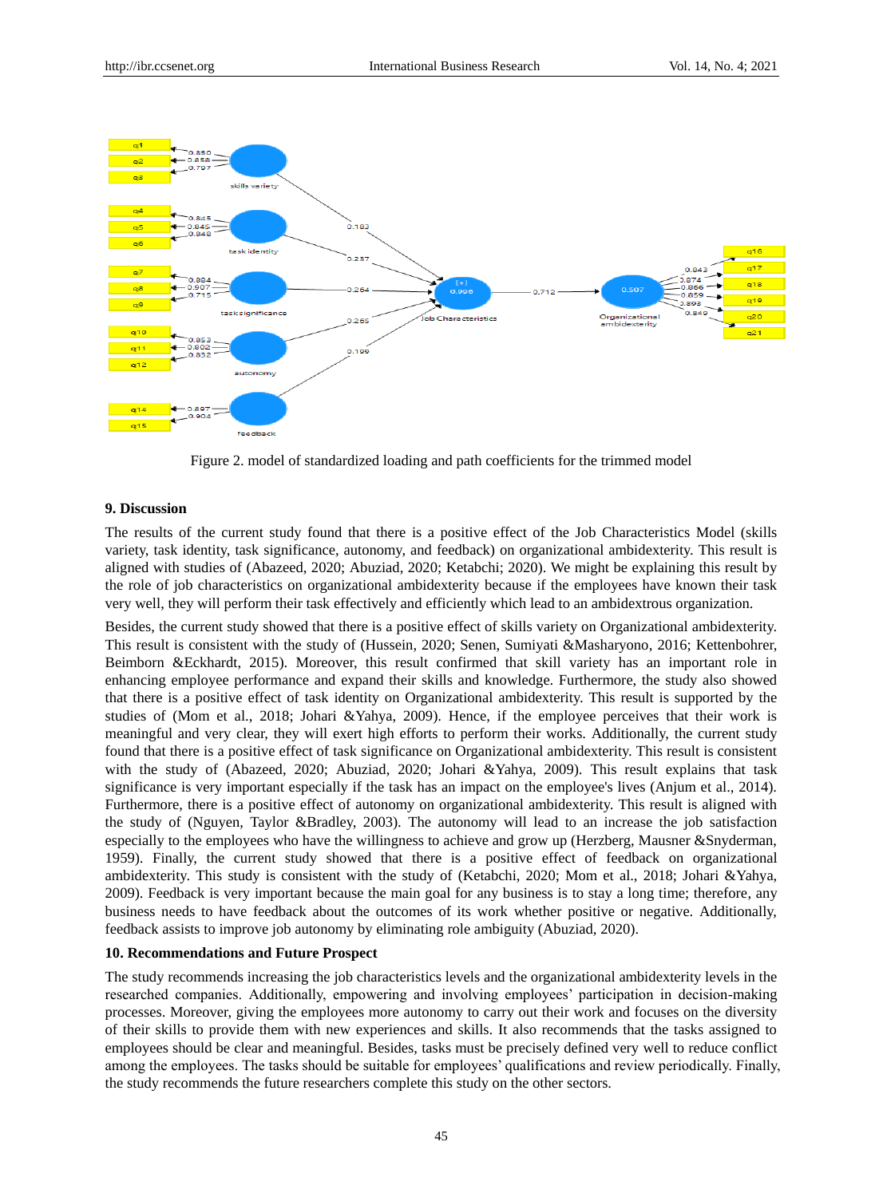Figure 2. model of standardized loading and path coefficients for the trimmed model

## 9. Discussion

The results of the current study found that there is a positive effect of the Job Characteristics Model (skills variety, task identity, task significance, autonomy, and feedback) on organizational ambidexterity. This result is aligned with studies of (Abazeed, 2020; Abuziad, 2020; Ketabchi; 2020). We might be explaining this result by the role of job characteristics on organizational ambidexterity because if the employees have known their task very well, they will perform their task effectively and efficiently which lead to an ambidextrous organization.

Besides, the current study showed that there is a positive effect of skills variety on Organizational ambidexterity. This result is consistent with the study of (Hussein, 2020; Senen, Sumiyati &Masharyono, 2016; Kettenbohrer, Beimborn &Eckhardt, 2015). Moreover, this result confirmed that skill variety has an important role in enhancing employee performance and expand their skills and knowledge. Furthermore, the study also showed that there is a positive effect of task identity on Organizational ambidexterity. This result is supported by the studies of (Mom et al., 2018; Johari &Yahya, 2009). Hence, if the employee perceives that their work is meaningful and very clear, they will exert high efforts to perform their works. Additionally, the current study found that there is a positive effect of task significance on Organizational ambidexterity. This result is consistent with the study of (Abazeed, 2020; Abuziad, 2020; Johari &Yahya, 2009). This result explains that task significance is very important especially if the task has an impact on the employee's lives (Anjum et al., 2014). Furthermore, there is a positive effect of autonomy on organizational ambidexterity. This result is aligned with the study of (Nguyen, Taylor &Bradley, 2003). The autonomy will lead to an increase the job satisfaction especially to the employees who have the willingness to achieve and grow up (Herzberg, Mausner &Snyderman, 1959). Finally, the current study showed that there is a positive effect of feedback on organizational ambidexterity. This study is consistent with the study of (Ketabchi, 2020; Mom et al., 2018; Johari &Yahya, 2009). Feedback is very important because the main goal for any business is to stay a long time; therefore, any business needs to have feedback about the outcomes of its work whether positive or negative. Additionally, feedback assists to improve job autonomy by eliminating role ambiguity (Abuziad, 2020).

## 10. Recommendations and Future Prospect

The study recommends increasing the job characteristics levels and the organizational ambidexterity levels in the researched companies. Additionally, empowering and involving employees' participation in decision-making processes. Moreover, giving the employees more autonomy to carry out their work and focuses on the diversity of their skills to provide them with new experiences and skills. It also recommends that the tasks assigned to employees should be clear and meaningful. Besides, tasks must be precisely defined very well to reduce conflict among the employees. The tasks should be suitable for employees' qualifications and review periodically. Finally, the study recommends the future researchers complete this study on the other sectors.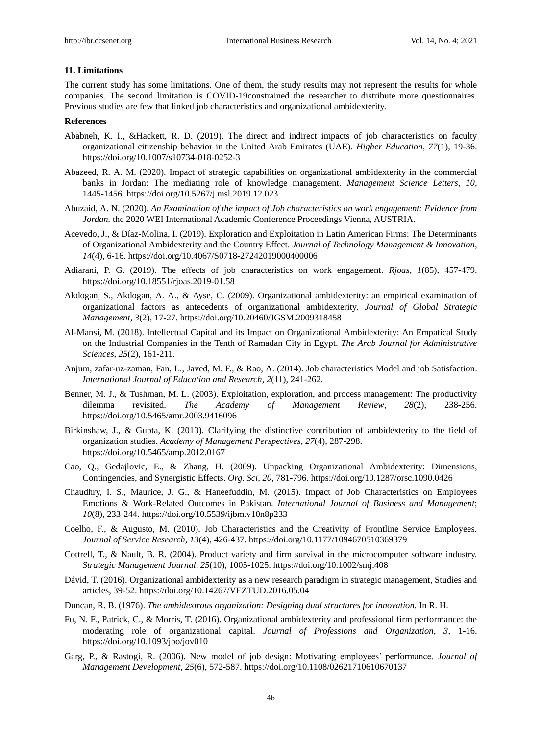## 11. Limitations

The current study has some limitations. One of them, the study results may not represent the results for whole companies. The second limitation is COVID-19constrained the researcher to distribute more questionnaires. Previous studies are few that linked job characteristics and organizational ambidexterity.

## References

Ababneh, K. I., &Hackett, R. D. (2019). The direct and indirect impacts of job characteristics on faculty organizational citizenship behavior in the United Arab Emirates (UAE). *Higher Education, 77*(1), 19-36. https://doi.org/10.1007/s10734-018-0252-3

Abazeed, R. A. M. (2020). Impact of strategic capabilities on organizational ambidexterity in the commercial banks in Jordan: The mediating role of knowledge management. *Management Science Letters, 10*, 1445-1456. https://doi.org/10.5267/j.msl.2019.12.023

Abuzaid, A. N. (2020). *An Examination of the impact of Job characteristics on work engagement: Evidence from Jordan.* the 2020 WEI International Academic Conference Proceedings Vienna, AUSTRIA.

Acevedo, J., & Díaz-Molina, I. (2019). Exploration and Exploitation in Latin American Firms: The Determinants of Organizational Ambidexterity and the Country Effect. *Journal of Technology Management & Innovation, 14*(4), 6-16. https://doi.org/10.4067/S0718-27242019000400006

Adiarani, P. G. (2019). The effects of job characteristics on work engagement. *Rjoas, 1*(85), 457-479. https://doi.org/10.18551/rjoas.2019-01.58

Akdogan, S., Akdogan, A. A., & Ayse, C. (2009). Organizational ambidexterity: an empirical examination of organizational factors as antecedents of organizational ambidexterity. *Journal of Global Strategic Management, 3*(2), 17-27. https://doi.org/10.20460/JGSM.2009318458

Al-Mansi, M. (2018). Intellectual Capital and its Impact on Organizational Ambidexterity: An Empatical Study on the Industrial Companies in the Tenth of Ramadan City in Egypt. *The Arab Journal for Administrative Sciences, 25*(2), 161-211.

Anjum, zafar-uz-zaman, Fan, L., Javed, M. F., & Rao, A. (2014). Job characteristics Model and job Satisfaction. *International Journal of Education and Research, 2*(11), 241-262.

Benner, M. J., & Tushman, M. L. (2003). Exploitation, exploration, and process management: The productivity dilemma revisited. *The Academy of Management Review, 28*(2), 238-256. https://doi.org/10.5465/amr.2003.9416096

Birkinshaw, J., & Gupta, K. (2013). Clarifying the distinctive contribution of ambidexterity to the field of organization studies. *Academy of Management Perspectives, 27*(4), 287-298. https://doi.org/10.5465/amp.2012.0167

Cao, Q., Gedajlovic, E., & Zhang, H. (2009). Unpacking Organizational Ambidexterity: Dimensions, Contingencies, and Synergistic Effects. *Org. Sci, 20*, 781-796. https://doi.org/10.1287/orsc.1090.0426

Chaudhry, I. S., Maurice, J. G., & Haneefuddin, M. (2015). Impact of Job Characteristics on Employees Emotions & Work-Related Outcomes in Pakistan. *International Journal of Business and Management*; *10*(8), 233-244. https://doi.org/10.5539/ijbm.v10n8p233

Coelho, F., & Augusto, M. (2010). Job Characteristics and the Creativity of Frontline Service Employees. *Journal of Service Research, 13*(4), 426-437. https://doi.org/10.1177/1094670510369379

Cottrell, T., & Nault, B. R. (2004). Product variety and firm survival in the microcomputer software industry. *Strategic Management Journal, 25*(10), 1005-1025. https://doi.org/10.1002/smj.408

Dávid, T. (2016). Organizational ambidexterity as a new research paradigm in strategic management, Studies and articles, 39-52. https://doi.org/10.14267/VEZTUD.2016.05.04

Duncan, R. B. (1976). *The ambidextrous organization: Designing dual structures for innovation.* In R. H.

Fu, N. F., Patrick, C., & Morris, T. (2016). Organizational ambidexterity and professional firm performance: the moderating role of organizational capital. *Journal of Professions and Organization, 3*, 1-16. https://doi.org/10.1093/jpo/jov010

Garg, P., & Rastogi, R. (2006). New model of job design: Motivating employees' performance. *Journal of Management Development, 25*(6), 572-587. https://doi.org/10.1108/02621710610670137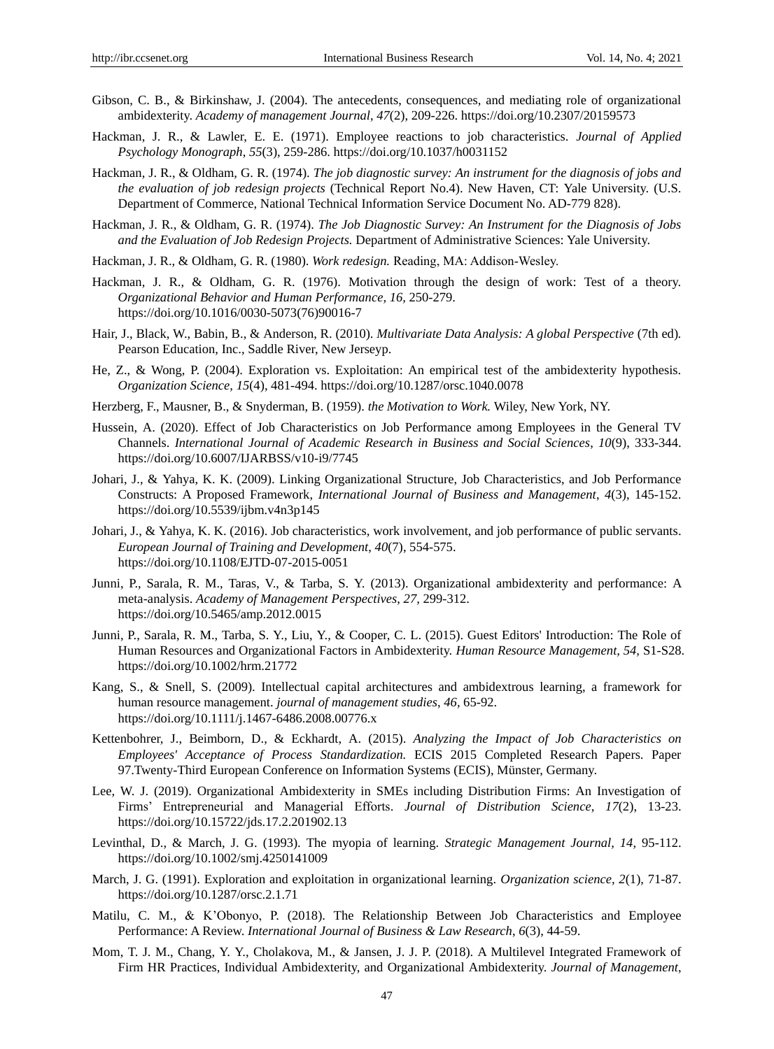Gibson, C. B., & Birkinshaw, J. (2004). The antecedents, consequences, and mediating role of organizational ambidexterity. *Academy of management Journal*, *47*(2), 209-226. https://doi.org/10.2307/20159573

Hackman, J. R., & Lawler, E. E. (1971). Employee reactions to job characteristics. *Journal of Applied Psychology Monograph*, *55*(3), 259-286. https://doi.org/10.1037/h0031152

Hackman, J. R., & Oldham, G. R. (1974). *The job diagnostic survey: An instrument for the diagnosis of jobs and the evaluation of job redesign projects* (Technical Report No.4). New Haven, CT: Yale University. (U.S. Department of Commerce, National Technical Information Service Document No. AD-779 828).

Hackman, J. R., & Oldham, G. R. (1974). *The Job Diagnostic Survey: An Instrument for the Diagnosis of Jobs and the Evaluation of Job Redesign Projects.* Department of Administrative Sciences: Yale University.

Hackman, J. R., & Oldham, G. R. (1980). *Work redesign.* Reading, MA: Addison-Wesley.

Hackman, J. R., & Oldham, G. R. (1976). Motivation through the design of work: Test of a theory. *Organizational Behavior and Human Performance, 16,* 250-279. https://doi.org/10.1016/0030-5073(76)90016-7

Hair, J., Black, W., Babin, B., & Anderson, R. (2010). *Multivariate Data Analysis: A global Perspective* (7th ed). Pearson Education, Inc., Saddle River, New Jerseyp.

He, Z., & Wong, P. (2004). Exploration vs. Exploitation: An empirical test of the ambidexterity hypothesis. *Organization Science, 15*(4), 481-494. https://doi.org/10.1287/orsc.1040.0078

Herzberg, F., Mausner, B., & Snyderman, B. (1959). *the Motivation to Work.* Wiley, New York, NY.

Hussein, A. (2020). Effect of Job Characteristics on Job Performance among Employees in the General TV Channels. *International Journal of Academic Research in Business and Social Sciences*, *10*(9), 333-344. https://doi.org/10.6007/IJARBSS/v10-i9/7745

Johari, J., & Yahya, K. K. (2009). Linking Organizational Structure, Job Characteristics, and Job Performance Constructs: A Proposed Framework, *International Journal of Business and Management*, *4*(3), 145-152. https://doi.org/10.5539/ijbm.v4n3p145

Johari, J., & Yahya, K. K. (2016). Job characteristics, work involvement, and job performance of public servants. *European Journal of Training and Development*, *40*(7), 554-575. https://doi.org/10.1108/EJTD-07-2015-0051

Junni, P., Sarala, R. M., Taras, V., & Tarba, S. Y. (2013). Organizational ambidexterity and performance: A meta-analysis. *Academy of Management Perspectives*, *27*, 299-312. https://doi.org/10.5465/amp.2012.0015

Junni, P., Sarala, R. M., Tarba, S. Y., Liu, Y., & Cooper, C. L. (2015). Guest Editors' Introduction: The Role of Human Resources and Organizational Factors in Ambidexterity. *Human Resource Management, 54,* S1-S28. https://doi.org/10.1002/hrm.21772

Kang, S., & Snell, S. (2009). Intellectual capital architectures and ambidextrous learning, a framework for human resource management. *journal of management studies, 46,* 65-92. https://doi.org/10.1111/j.1467-6486.2008.00776.x

Kettenbohrer, J., Beimborn, D., & Eckhardt, A. (2015). *Analyzing the Impact of Job Characteristics on Employees' Acceptance of Process Standardization.* ECIS 2015 Completed Research Papers. Paper 97.Twenty-Third European Conference on Information Systems (ECIS), Münster, Germany.

Lee, W. J. (2019). Organizational Ambidexterity in SMEs including Distribution Firms: An Investigation of Firms' Entrepreneurial and Managerial Efforts. *Journal of Distribution Science*, *17*(2), 13-23. https://doi.org/10.15722/jds.17.2.201902.13

Levinthal, D., & March, J. G. (1993). The myopia of learning. *Strategic Management Journal, 14,* 95-112. https://doi.org/10.1002/smj.4250141009

March, J. G. (1991). Exploration and exploitation in organizational learning. *Organization science*, *2*(1), 71-87. https://doi.org/10.1287/orsc.2.1.71

Matilu, C. M., & K'Obonyo, P. (2018). The Relationship Between Job Characteristics and Employee Performance: A Review. *International Journal of Business & Law Research*, *6*(3), 44-59.

Mom, T. J. M., Chang, Y. Y., Cholakova, M., & Jansen, J. J. P. (2018). A Multilevel Integrated Framework of Firm HR Practices, Individual Ambidexterity, and Organizational Ambidexterity. *Journal of Management*,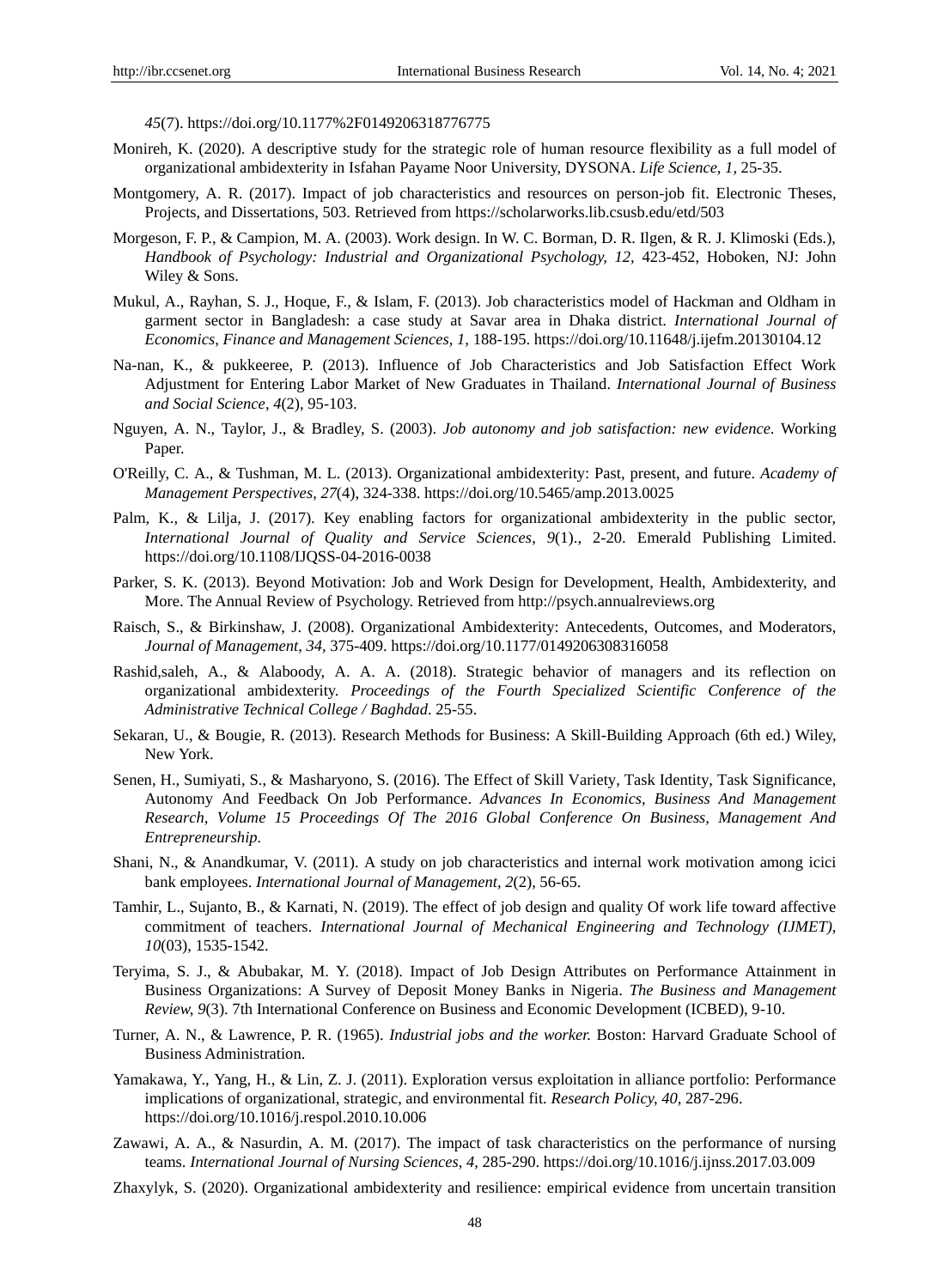*45*(7). https://doi.org/10.1177%2F0149206318776775

Monireh, K. (2020). A descriptive study for the strategic role of human resource flexibility as a full model of organizational ambidexterity in Isfahan Payame Noor University, DYSONA. *Life Science, 1,* 25-35.

Montgomery, A. R. (2017). Impact of job characteristics and resources on person-job fit. Electronic Theses, Projects, and Dissertations, 503. Retrieved from https://scholarworks.lib.csusb.edu/etd/503

Morgeson, F. P., & Campion, M. A. (2003). Work design. In W. C. Borman, D. R. Ilgen, & R. J. Klimoski (Eds.), *Handbook of Psychology: Industrial and Organizational Psychology, 12,* 423-452, Hoboken, NJ: John Wiley & Sons.

Mukul, A., Rayhan, S. J., Hoque, F., & Islam, F. (2013). Job characteristics model of Hackman and Oldham in garment sector in Bangladesh: a case study at Savar area in Dhaka district. *International Journal of Economics, Finance and Management Sciences, 1,* 188-195. https://doi.org/10.11648/j.ijefm.20130104.12

Na-nan, K., & pukkeeree, P. (2013). Influence of Job Characteristics and Job Satisfaction Effect Work Adjustment for Entering Labor Market of New Graduates in Thailand. *International Journal of Business and Social Science, 4*(2), 95-103.

Nguyen, A. N., Taylor, J., & Bradley, S. (2003). *Job autonomy and job satisfaction: new evidence.* Working Paper.

O'Reilly, C. A., & Tushman, M. L. (2013). Organizational ambidexterity: Past, present, and future. *Academy of Management Perspectives, 27*(4), 324-338. https://doi.org/10.5465/amp.2013.0025

Palm, K., & Lilja, J. (2017). Key enabling factors for organizational ambidexterity in the public sector, *International Journal of Quality and Service Sciences, 9*(1)., 2-20. Emerald Publishing Limited. https://doi.org/10.1108/IJQSS-04-2016-0038

Parker, S. K. (2013). Beyond Motivation: Job and Work Design for Development, Health, Ambidexterity, and More. The Annual Review of Psychology. Retrieved from http://psych.annualreviews.org

Raisch, S., & Birkinshaw, J. (2008). Organizational Ambidexterity: Antecedents, Outcomes, and Moderators, *Journal of Management, 34,* 375-409. https://doi.org/10.1177/0149206308316058

Rashid,saleh, A., & Alaboody, A. A. A. (2018). Strategic behavior of managers and its reflection on organizational ambidexterity. *Proceedings of the Fourth Specialized Scientific Conference of the Administrative Technical College / Baghdad*. 25-55.

Sekaran, U., & Bougie, R. (2013). Research Methods for Business: A Skill-Building Approach (6th ed.) Wiley, New York.

Senen, H., Sumiyati, S., & Masharyono, S. (2016). The Effect of Skill Variety, Task Identity, Task Significance, Autonomy And Feedback On Job Performance. *Advances In Economics, Business And Management Research, Volume 15 Proceedings Of The 2016 Global Conference On Business, Management And Entrepreneurship.*

Shani, N., & Anandkumar, V. (2011). A study on job characteristics and internal work motivation among icici bank employees. *International Journal of Management, 2*(2), 56-65.

Tamhir, L., Sujanto, B., & Karnati, N. (2019). The effect of job design and quality Of work life toward affective commitment of teachers. *International Journal of Mechanical Engineering and Technology (IJMET), 10*(03), 1535-1542.

Teryima, S. J., & Abubakar, M. Y. (2018). Impact of Job Design Attributes on Performance Attainment in Business Organizations: A Survey of Deposit Money Banks in Nigeria. *The Business and Management Review, 9*(3). 7th International Conference on Business and Economic Development (ICBED), 9-10.

Turner, A. N., & Lawrence, P. R. (1965). *Industrial jobs and the worker.* Boston: Harvard Graduate School of Business Administration.

Yamakawa, Y., Yang, H., & Lin, Z. J. (2011). Exploration versus exploitation in alliance portfolio: Performance implications of organizational, strategic, and environmental fit. *Research Policy, 40,* 287-296. https://doi.org/10.1016/j.respol.2010.10.006

Zawawi, A. A., & Nasurdin, A. M. (2017). The impact of task characteristics on the performance of nursing teams. *International Journal of Nursing Sciences, 4,* 285-290. https://doi.org/10.1016/j.ijnss.2017.03.009

Zhaxylyk, S. (2020). Organizational ambidexterity and resilience: empirical evidence from uncertain transition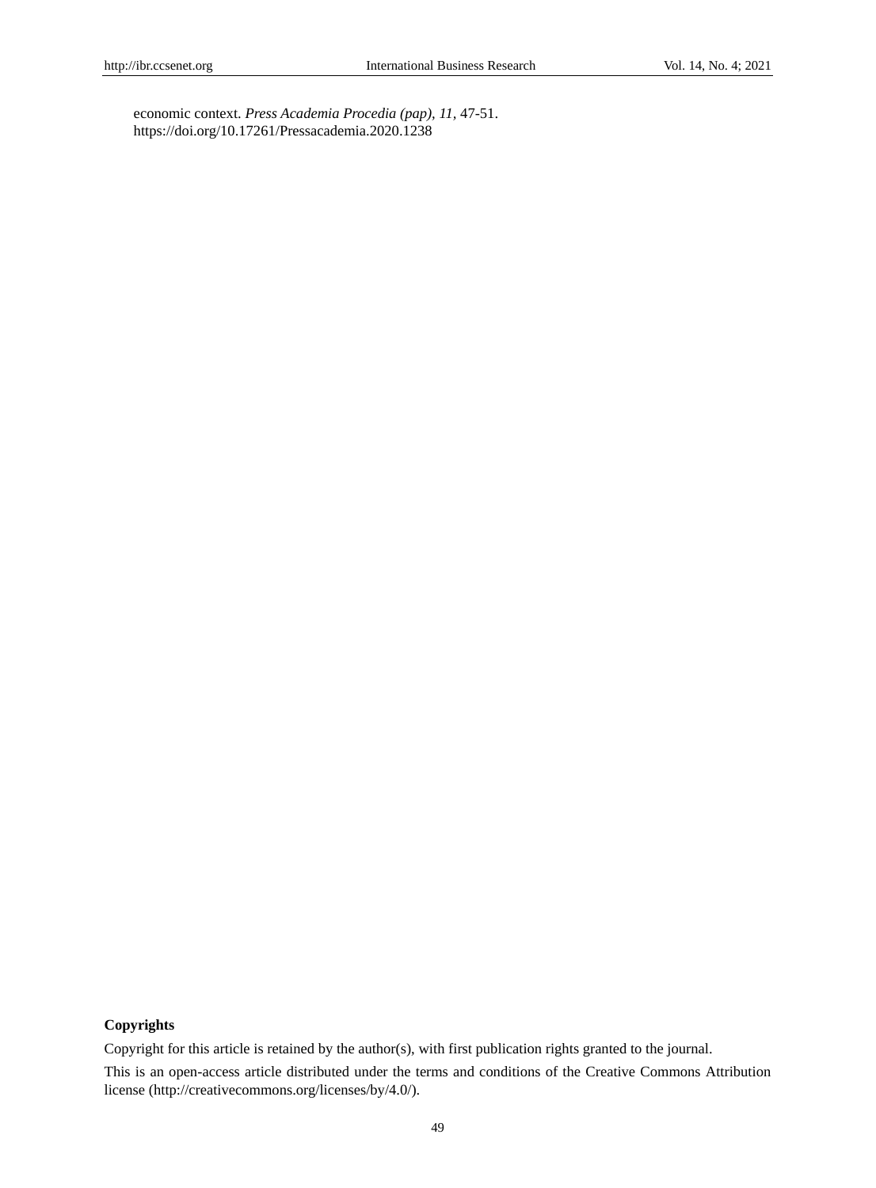economic context. *Press Academia Procedia (pap), 11*, 47-51. https://doi.org/10.17261/Pressacademia.2020.1238

**Copyrights**

Copyright for this article is retained by the author(s), with first publication rights granted to the journal.

This is an open-access article distributed under the terms and conditions of the Creative Commons Attribution license (http://creativecommons.org/licenses/by/4.0/).